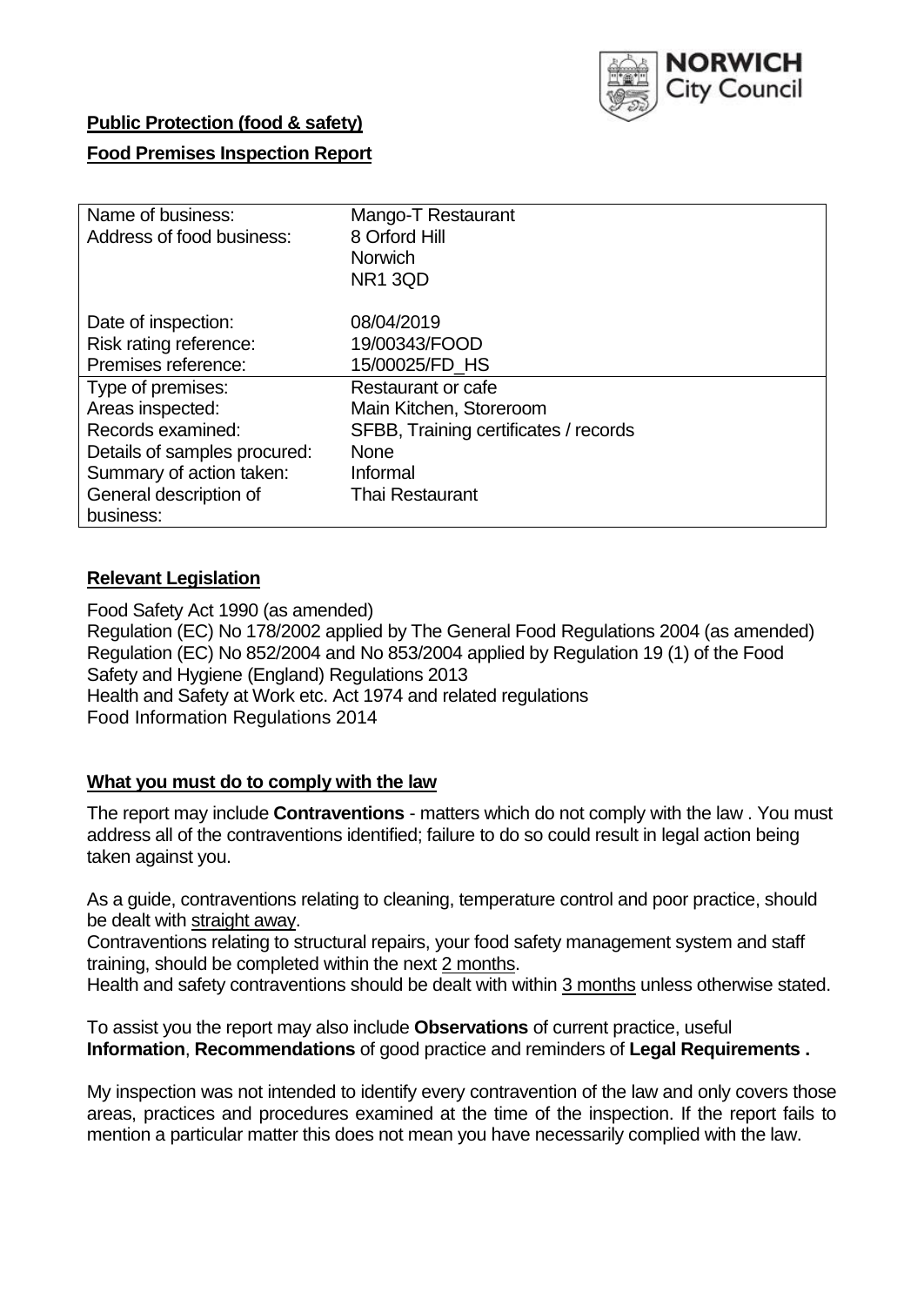NORWICH City Council

**Public Protection (food & safety)**

**Food Premises Inspection Report**

| | |
|---|---|
| Name of business: | Mango-T Restaurant |
| Address of food business: | 8 Orford Hill<br>Norwich<br>NR1 3QD |
| Date of inspection: | 08/04/2019 |
| Risk rating reference: | 19/00343/FOOD |
| Premises reference: | 15/00025/FD_HS |
| Type of premises: | Restaurant or cafe |
| Areas inspected: | Main Kitchen, Storeroom |
| Records examined: | SFBB, Training certificates / records |
| Details of samples procured: | None |
| Summary of action taken: | Informal |
| General description of business: | Thai Restaurant |

**Relevant Legislation**

Food Safety Act 1990 (as amended)
Regulation (EC) No 178/2002 applied by The General Food Regulations 2004 (as amended)
Regulation (EC) No 852/2004 and No 853/2004 applied by Regulation 19 (1) of the Food Safety and Hygiene (England) Regulations 2013
Health and Safety at Work etc. Act 1974 and related regulations
Food Information Regulations 2014

**What you must do to comply with the law**

The report may include **Contraventions** - matters which do not comply with the law . You must address all of the contraventions identified; failure to do so could result in legal action being taken against you.

As a guide, contraventions relating to cleaning, temperature control and poor practice, should be dealt with straight away.

Contraventions relating to structural repairs, your food safety management system and staff training, should be completed within the next 2 months.

Health and safety contraventions should be dealt with within 3 months unless otherwise stated.

To assist you the report may also include **Observations** of current practice, useful **Information**, **Recommendations** of good practice and reminders of **Legal Requirements .**

My inspection was not intended to identify every contravention of the law and only covers those areas, practices and procedures examined at the time of the inspection. If the report fails to mention a particular matter this does not mean you have necessarily complied with the law.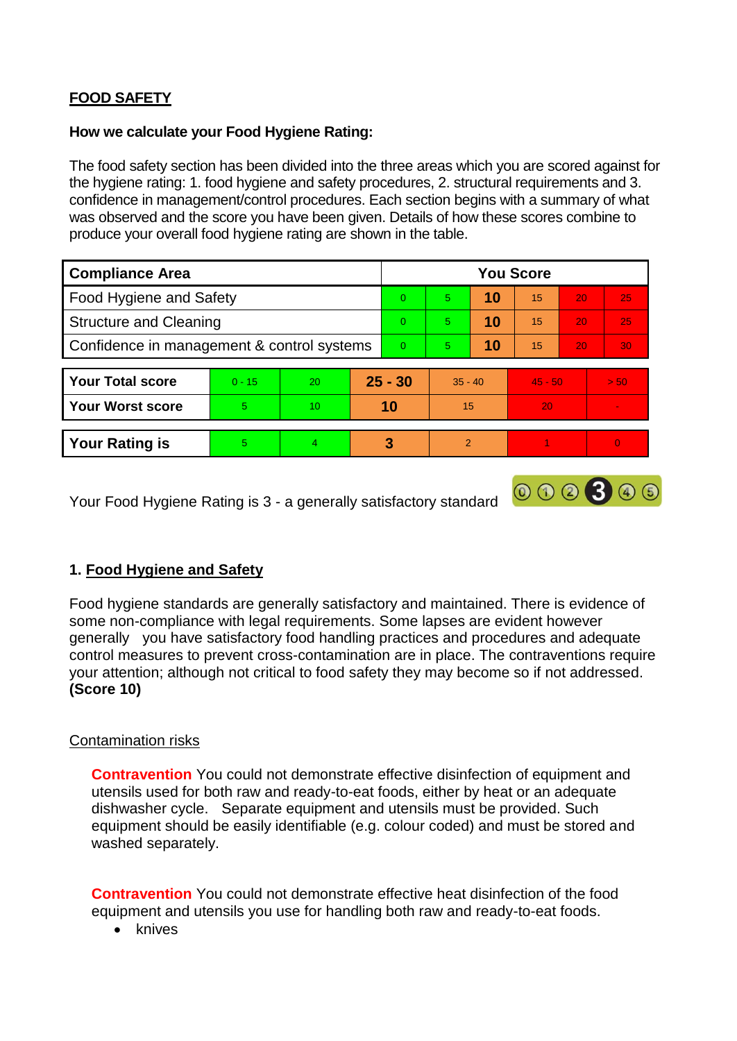**FOOD SAFETY**

**How we calculate your Food Hygiene Rating:**

The food safety section has been divided into the three areas which you are scored against for the hygiene rating: 1. food hygiene and safety procedures, 2. structural requirements and 3. confidence in management/control procedures. Each section begins with a summary of what was observed and the score you have been given. Details of how these scores combine to produce your overall food hygiene rating are shown in the table.

| Compliance Area | You Score | | | | | |
|---|---|---|---|---|---|---|
| Food Hygiene and Safety | 0 | 5 | **10** | 15 | 20 | 25 |
| Structure and Cleaning | 0 | 5 | **10** | 15 | 20 | 25 |
| Confidence in management & control systems | 0 | 5 | **10** | 15 | 20 | 30 |

| | | | | | | |
|---|---|---|---|---|---|---|
| **Your Total score** | 0 - 15 | 20 | **25 - 30** | 35 - 40 | 45 - 50 | > 50 |
| **Your Worst score** | 5 | 10 | **10** | 15 | 20 | - |

| | | | | | | |
|---|---|---|---|---|---|---|
| **Your Rating is** | 5 | 4 | **3** | 2 | 1 | 0 |

Your Food Hygiene Rating is 3 - a generally satisfactory standard

## 1. Food Hygiene and Safety

Food hygiene standards are generally satisfactory and maintained. There is evidence of some non-compliance with legal requirements. Some lapses are evident however generally you have satisfactory food handling practices and procedures and adequate control measures to prevent cross-contamination are in place. The contraventions require your attention; although not critical to food safety they may become so if not addressed. **(Score 10)**

Contamination risks

**Contravention** You could not demonstrate effective disinfection of equipment and utensils used for both raw and ready-to-eat foods, either by heat or an adequate dishwasher cycle. Separate equipment and utensils must be provided. Such equipment should be easily identifiable (e.g. colour coded) and must be stored and washed separately.

**Contravention** You could not demonstrate effective heat disinfection of the food equipment and utensils you use for handling both raw and ready-to-eat foods.

- knives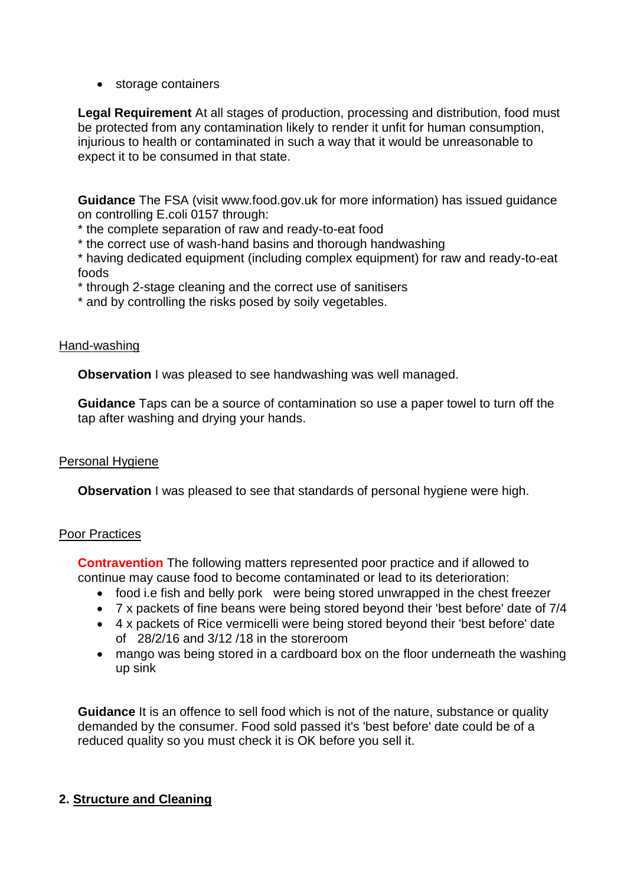- storage containers

**Legal Requirement** At all stages of production, processing and distribution, food must be protected from any contamination likely to render it unfit for human consumption, injurious to health or contaminated in such a way that it would be unreasonable to expect it to be consumed in that state.

**Guidance** The FSA (visit www.food.gov.uk for more information) has issued guidance on controlling E.coli 0157 through:
* the complete separation of raw and ready-to-eat food
* the correct use of wash-hand basins and thorough handwashing
* having dedicated equipment (including complex equipment) for raw and ready-to-eat foods
* through 2-stage cleaning and the correct use of sanitisers
* and by controlling the risks posed by soily vegetables.

<u>Hand-washing</u>

**Observation** I was pleased to see handwashing was well managed.

**Guidance** Taps can be a source of contamination so use a paper towel to turn off the tap after washing and drying your hands.

<u>Personal Hygiene</u>

**Observation** I was pleased to see that standards of personal hygiene were high.

<u>Poor Practices</u>

**Contravention** The following matters represented poor practice and if allowed to continue may cause food to become contaminated or lead to its deterioration:

- food i.e fish and belly pork were being stored unwrapped in the chest freezer
- 7 x packets of fine beans were being stored beyond their 'best before' date of 7/4
- 4 x packets of Rice vermicelli were being stored beyond their 'best before' date of 28/2/16 and 3/12 /18 in the storeroom
- mango was being stored in a cardboard box on the floor underneath the washing up sink

**Guidance** It is an offence to sell food which is not of the nature, substance or quality demanded by the consumer. Food sold passed it's 'best before' date could be of a reduced quality so you must check it is OK before you sell it.

## 2. <u>Structure and Cleaning</u>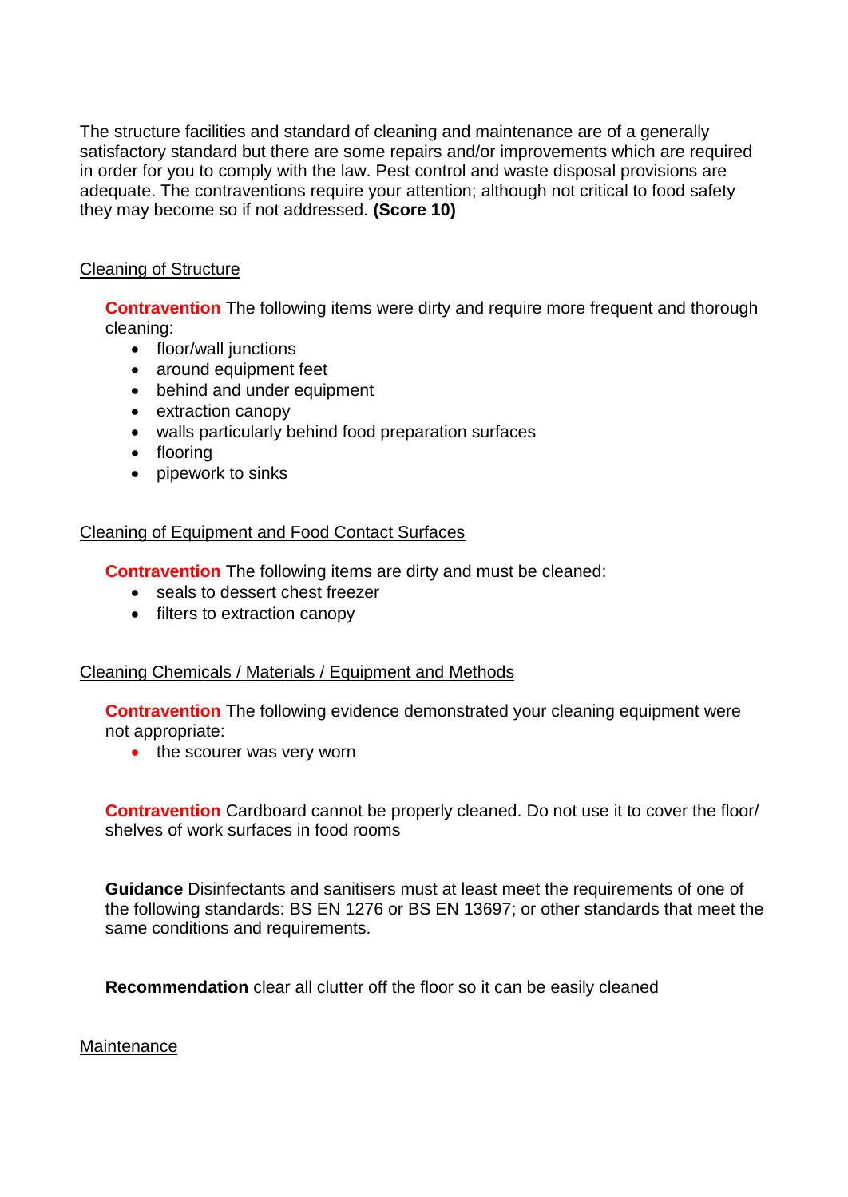The structure facilities and standard of cleaning and maintenance are of a generally satisfactory standard but there are some repairs and/or improvements which are required in order for you to comply with the law. Pest control and waste disposal provisions are adequate. The contraventions require your attention; although not critical to food safety they may become so if not addressed. **(Score 10)**

Cleaning of Structure

**Contravention** The following items were dirty and require more frequent and thorough cleaning:

- floor/wall junctions
- around equipment feet
- behind and under equipment
- extraction canopy
- walls particularly behind food preparation surfaces
- flooring
- pipework to sinks

Cleaning of Equipment and Food Contact Surfaces

**Contravention** The following items are dirty and must be cleaned:

- seals to dessert chest freezer
- filters to extraction canopy

Cleaning Chemicals / Materials / Equipment and Methods

**Contravention** The following evidence demonstrated your cleaning equipment were not appropriate:

- the scourer was very worn

**Contravention** Cardboard cannot be properly cleaned. Do not use it to cover the floor/ shelves of work surfaces in food rooms

**Guidance** Disinfectants and sanitisers must at least meet the requirements of one of the following standards: BS EN 1276 or BS EN 13697; or other standards that meet the same conditions and requirements.

**Recommendation** clear all clutter off the floor so it can be easily cleaned

Maintenance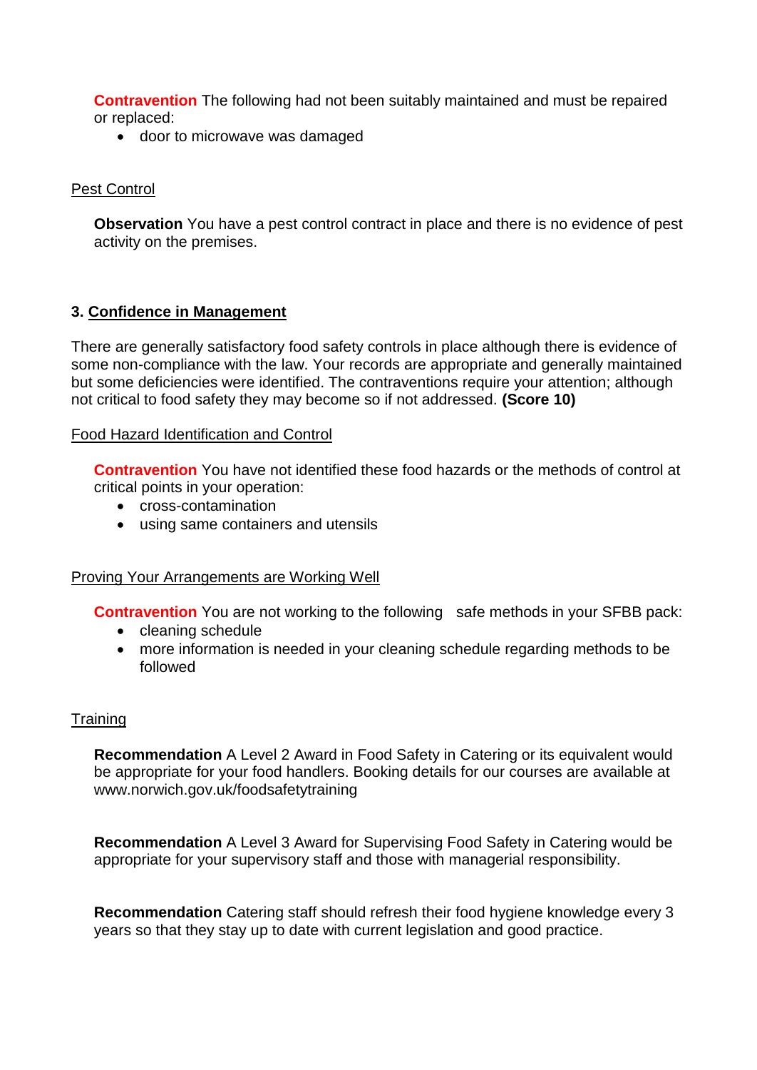**Contravention** The following had not been suitably maintained and must be repaired or replaced:

- door to microwave was damaged

Pest Control

**Observation** You have a pest control contract in place and there is no evidence of pest activity on the premises.

### 3. Confidence in Management

There are generally satisfactory food safety controls in place although there is evidence of some non-compliance with the law. Your records are appropriate and generally maintained but some deficiencies were identified. The contraventions require your attention; although not critical to food safety they may become so if not addressed. **(Score 10)**

Food Hazard Identification and Control

**Contravention** You have not identified these food hazards or the methods of control at critical points in your operation:

- cross-contamination
- using same containers and utensils

Proving Your Arrangements are Working Well

**Contravention** You are not working to the following safe methods in your SFBB pack:

- cleaning schedule
- more information is needed in your cleaning schedule regarding methods to be followed

Training

**Recommendation** A Level 2 Award in Food Safety in Catering or its equivalent would be appropriate for your food handlers. Booking details for our courses are available at www.norwich.gov.uk/foodsafetytraining

**Recommendation** A Level 3 Award for Supervising Food Safety in Catering would be appropriate for your supervisory staff and those with managerial responsibility.

**Recommendation** Catering staff should refresh their food hygiene knowledge every 3 years so that they stay up to date with current legislation and good practice.